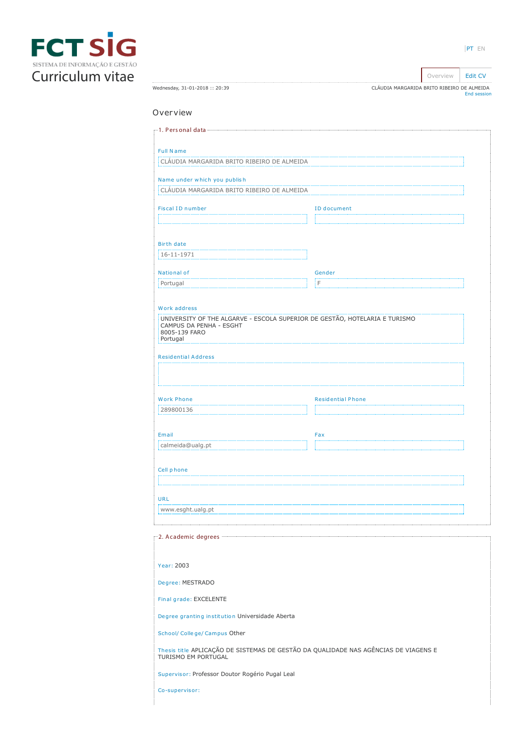# FCT SIG

SISTEMA DE INFORMAÇÃO E GESTÃO

# Curriculum vitae

PT EN

Overview | Edit CV

Wednesday, 31-01-2018 :: 20:39

CLÁUDIA MARGARIDA BRITO RIBEIRO DE ALMEIDA
End session

## Overview

### 1. Personal data

**Full Name**
CLÁUDIA MARGARIDA BRITO RIBEIRO DE ALMEIDA

**Name under which you publish**
CLÁUDIA MARGARIDA BRITO RIBEIRO DE ALMEIDA

**Fiscal ID number**

**ID document**

**Birth date**
16-11-1971

**National of**
Portugal

**Gender**
F

**Work address**
UNIVERSITY OF THE ALGARVE - ESCOLA SUPERIOR DE GESTÃO, HOTELARIA E TURISMO
CAMPUS DA PENHA - ESGHT
8005-139 FARO
Portugal

**Residential Address**

**Work Phone**
289800136

**Residential Phone**

**Email**
calmeida@ualg.pt

**Fax**

**Cell phone**

**URL**
www.esght.ualg.pt

### 2. Academic degrees

Year: 2003

Degree: MESTRADO

Final grade: EXCELENTE

Degree granting institution Universidade Aberta

School/ College/ Campus Other

Thesis title APLICAÇÃO DE SISTEMAS DE GESTÃO DA QUALIDADE NAS AGÊNCIAS DE VIAGENS E TURISMO EM PORTUGAL

Supervisor: Professor Doutor Rogério Pugal Leal

Co-supervisor: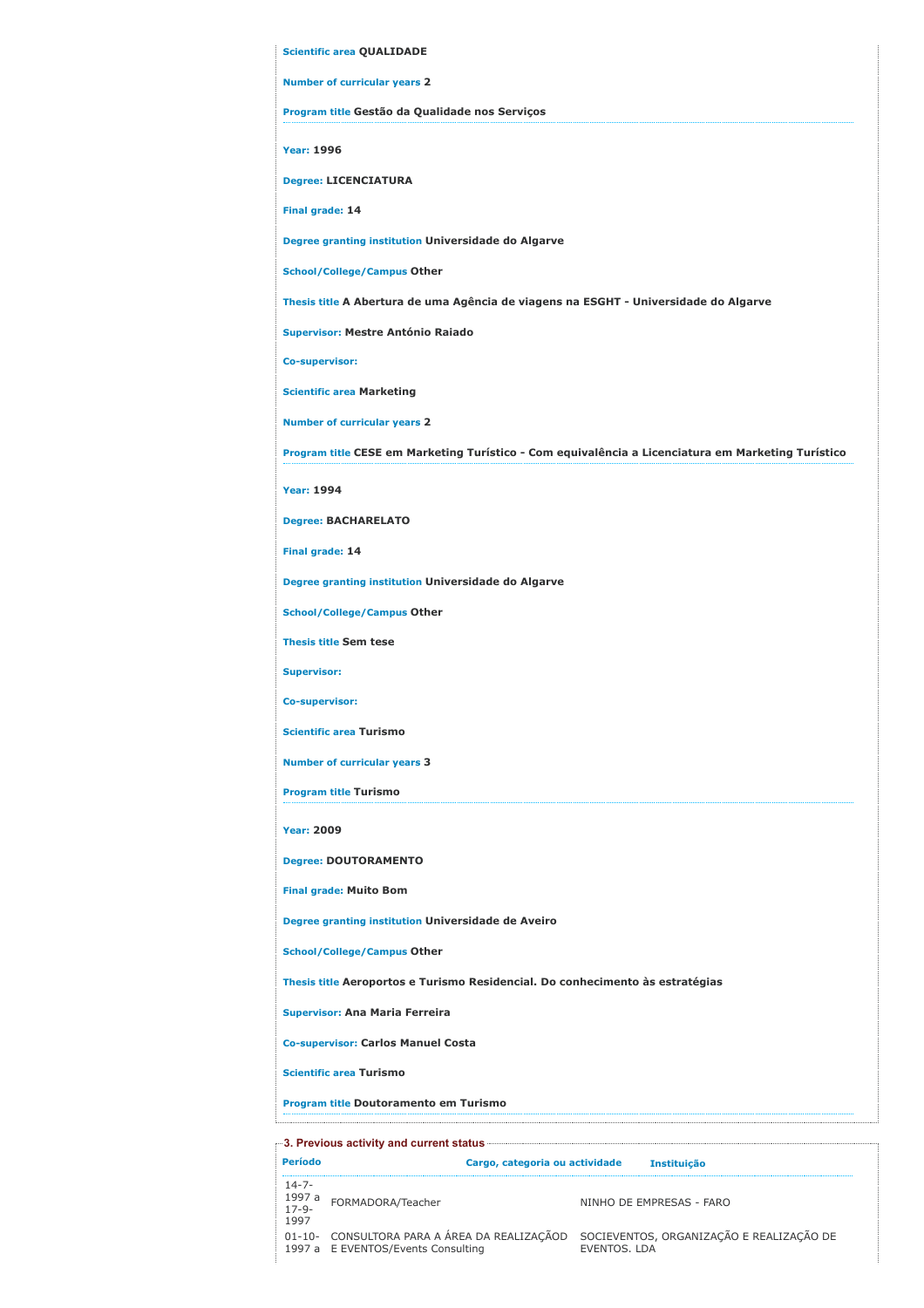**Scientific area** QUALIDADE

**Number of curricular years** 2

**Program title** Gestão da Qualidade nos Serviços

---

**Year:** 1996

**Degree:** LICENCIATURA

**Final grade:** 14

**Degree granting institution** Universidade do Algarve

**School/College/Campus** Other

**Thesis title** A Abertura de uma Agência de viagens na ESGHT - Universidade do Algarve

**Supervisor:** Mestre António Raiado

**Co-supervisor:**

**Scientific area** Marketing

**Number of curricular years** 2

**Program title** CESE em Marketing Turístico - Com equivalência a Licenciatura em Marketing Turístico

---

**Year:** 1994

**Degree:** BACHARELATO

**Final grade:** 14

**Degree granting institution** Universidade do Algarve

**School/College/Campus** Other

**Thesis title** Sem tese

**Supervisor:**

**Co-supervisor:**

**Scientific area** Turismo

**Number of curricular years** 3

**Program title** Turismo

---

**Year:** 2009

**Degree:** DOUTORAMENTO

**Final grade:** Muito Bom

**Degree granting institution** Universidade de Aveiro

**School/College/Campus** Other

**Thesis title** Aeroportos e Turismo Residencial. Do conhecimento às estratégias

**Supervisor:** Ana Maria Ferreira

**Co-supervisor:** Carlos Manuel Costa

**Scientific area** Turismo

**Program title** Doutoramento em Turismo

## 3. Previous activity and current status

| Período | Cargo, categoria ou actividade | Instituição |
|---|---|---|
| 14-7-1997 a 17-9-1997 | FORMADORA/Teacher | NINHO DE EMPRESAS - FARO |
| 01-10-1997 a | CONSULTORA PARA A ÁREA DA REALIZAÇÃOD E EVENTOS/Events Consulting | SOCIEVENTOS, ORGANIZAÇÃO E REALIZAÇÃO DE EVENTOS. LDA |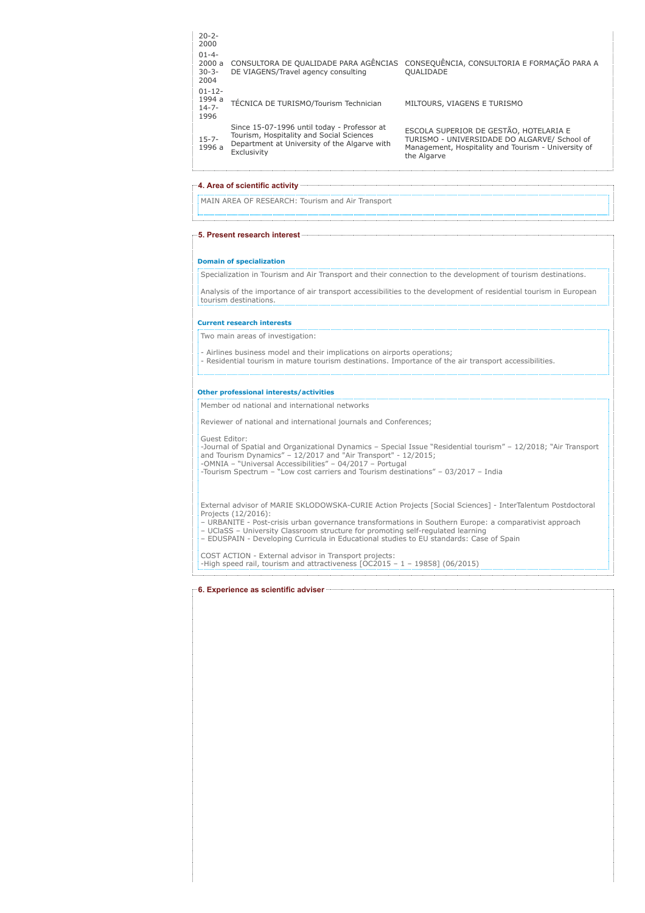| | | |
|---|---|---|
| 20-2-2000 | | |
| 01-4-2000 a 30-3-2004 | CONSULTORA DE QUALIDADE PARA AGÊNCIAS DE VIAGENS/Travel agency consulting | CONSEQUÊNCIA, CONSULTORIA E FORMAÇÃO PARA A QUALIDADE |
| 01-12-1994 a 14-7-1996 | TÉCNICA DE TURISMO/Tourism Technician | MILTOURS, VIAGENS E TURISMO |
| 15-7-1996 a | Since 15-07-1996 until today - Professor at Tourism, Hospitality and Social Sciences Department at University of the Algarve with Exclusivity | ESCOLA SUPERIOR DE GESTÃO, HOTELARIA E TURISMO - UNIVERSIDADE DO ALGARVE/ School of Management, Hospitality and Tourism - University of the Algarve |

## 4. Area of scientific activity

MAIN AREA OF RESEARCH: Tourism and Air Transport

## 5. Present research interest

### Domain of specialization

Specialization in Tourism and Air Transport and their connection to the development of tourism destinations.

Analysis of the importance of air transport accessibilities to the development of residential tourism in European tourism destinations.

### Current research interests

Two main areas of investigation:

- Airlines business model and their implications on airports operations;
- Residential tourism in mature tourism destinations. Importance of the air transport accessibilities.

### Other professional interests/activities

Member od national and international networks

Reviewer of national and international journals and Conferences;

Guest Editor:
-Journal of Spatial and Organizational Dynamics – Special Issue "Residential tourism" – 12/2018; "Air Transport and Tourism Dynamics" – 12/2017 and "Air Transport" - 12/2015;
-OMNIA – "Universal Accessibilities" – 04/2017 – Portugal
-Tourism Spectrum – "Low cost carriers and Tourism destinations" – 03/2017 – India

External advisor of MARIE SKLODOWSKA-CURIE Action Projects [Social Sciences] - InterTalentum Postdoctoral Projects (12/2016):
– URBANITE - Post-crisis urban governance transformations in Southern Europe: a comparativist approach
– UClaSS – University Classroom structure for promoting self-regulated learning
– EDUSPAIN - Developing Curricula in Educational studies to EU standards: Case of Spain

COST ACTION - External advisor in Transport projects:
-High speed rail, tourism and attractiveness [OC2015 – 1 – 19858] (06/2015)

## 6. Experience as scientific adviser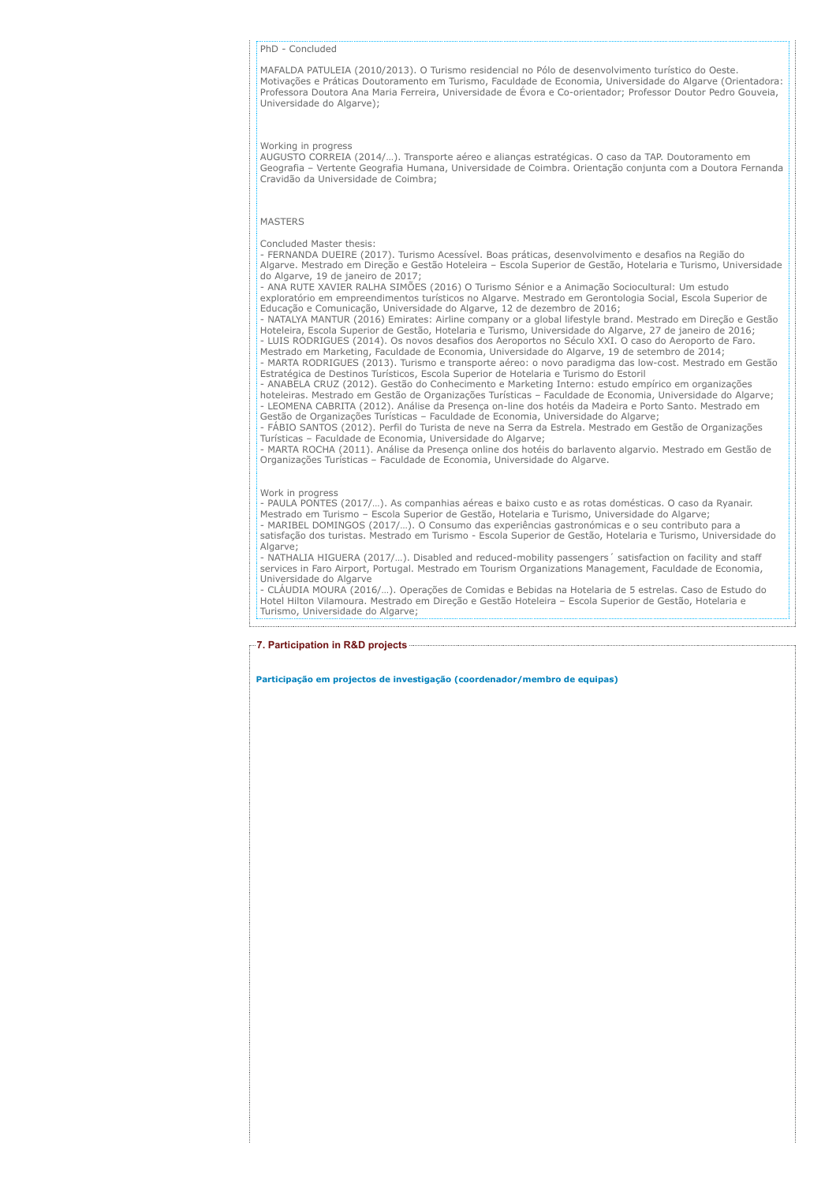PhD - Concluded

MAFALDA PATULEIA (2010/2013). O Turismo residencial no Pólo de desenvolvimento turístico do Oeste. Motivações e Práticas Doutoramento em Turismo, Faculdade de Economia, Universidade do Algarve (Orientadora: Professora Doutora Ana Maria Ferreira, Universidade de Évora e Co-orientador; Professor Doutor Pedro Gouveia, Universidade do Algarve);

Working in progress
AUGUSTO CORREIA (2014/…). Transporte aéreo e alianças estratégicas. O caso da TAP. Doutoramento em Geografia – Vertente Geografia Humana, Universidade de Coimbra. Orientação conjunta com a Doutora Fernanda Cravidão da Universidade de Coimbra;

MASTERS

Concluded Master thesis:
- FERNANDA DUEIRE (2017). Turismo Acessível. Boas práticas, desenvolvimento e desafios na Região do Algarve. Mestrado em Direção e Gestão Hoteleira – Escola Superior de Gestão, Hotelaria e Turismo, Universidade do Algarve, 19 de janeiro de 2017;
- ANA RUTE XAVIER RALHA SIMÕES (2016) O Turismo Sénior e a Animação Sociocultural: Um estudo exploratório em empreendimentos turísticos no Algarve. Mestrado em Gerontologia Social, Escola Superior de Educação e Comunicação, Universidade do Algarve, 12 de dezembro de 2016;
- NATALYA MANTUR (2016) Emirates: Airline company or a global lifestyle brand. Mestrado em Direção e Gestão Hoteleira, Escola Superior de Gestão, Hotelaria e Turismo, Universidade do Algarve, 27 de janeiro de 2016;
- LUIS RODRIGUES (2014). Os novos desafios dos Aeroportos no Século XXI. O caso do Aeroporto de Faro. Mestrado em Marketing, Faculdade de Economia, Universidade do Algarve, 19 de setembro de 2014;
- MARTA RODRIGUES (2013). Turismo e transporte aéreo: o novo paradigma das low-cost. Mestrado em Gestão Estratégica de Destinos Turísticos, Escola Superior de Hotelaria e Turismo do Estoril
- ANABELA CRUZ (2012). Gestão do Conhecimento e Marketing Interno: estudo empírico em organizações hoteleiras. Mestrado em Gestão de Organizações Turísticas – Faculdade de Economia, Universidade do Algarve;
- LEOMENA CABRITA (2012). Análise da Presença on-line dos hotéis da Madeira e Porto Santo. Mestrado em Gestão de Organizações Turísticas – Faculdade de Economia, Universidade do Algarve;
- FÁBIO SANTOS (2012). Perfil do Turista de neve na Serra da Estrela. Mestrado em Gestão de Organizações Turísticas – Faculdade de Economia, Universidade do Algarve;
- MARTA ROCHA (2011). Análise da Presença online dos hotéis do barlavento algarvio. Mestrado em Gestão de Organizações Turísticas – Faculdade de Economia, Universidade do Algarve.

Work in progress
- PAULA PONTES (2017/…). As companhias aéreas e baixo custo e as rotas domésticas. O caso da Ryanair. Mestrado em Turismo – Escola Superior de Gestão, Hotelaria e Turismo, Universidade do Algarve;
- MARIBEL DOMINGOS (2017/…). O Consumo das experiências gastronómicas e o seu contributo para a satisfação dos turistas. Mestrado em Turismo - Escola Superior de Gestão, Hotelaria e Turismo, Universidade do Algarve;
- NATHALIA HIGUERA (2017/…). Disabled and reduced-mobility passengers´ satisfaction on facility and staff services in Faro Airport, Portugal. Mestrado em Tourism Organizations Management, Faculdade de Economia, Universidade do Algarve
- CLÁUDIA MOURA (2016/…). Operações de Comidas e Bebidas na Hotelaria de 5 estrelas. Caso de Estudo do Hotel Hilton Vilamoura. Mestrado em Direção e Gestão Hoteleira – Escola Superior de Gestão, Hotelaria e Turismo, Universidade do Algarve;

## 7. Participation in R&D projects

**Participação em projectos de investigação (coordenador/membro de equipas)**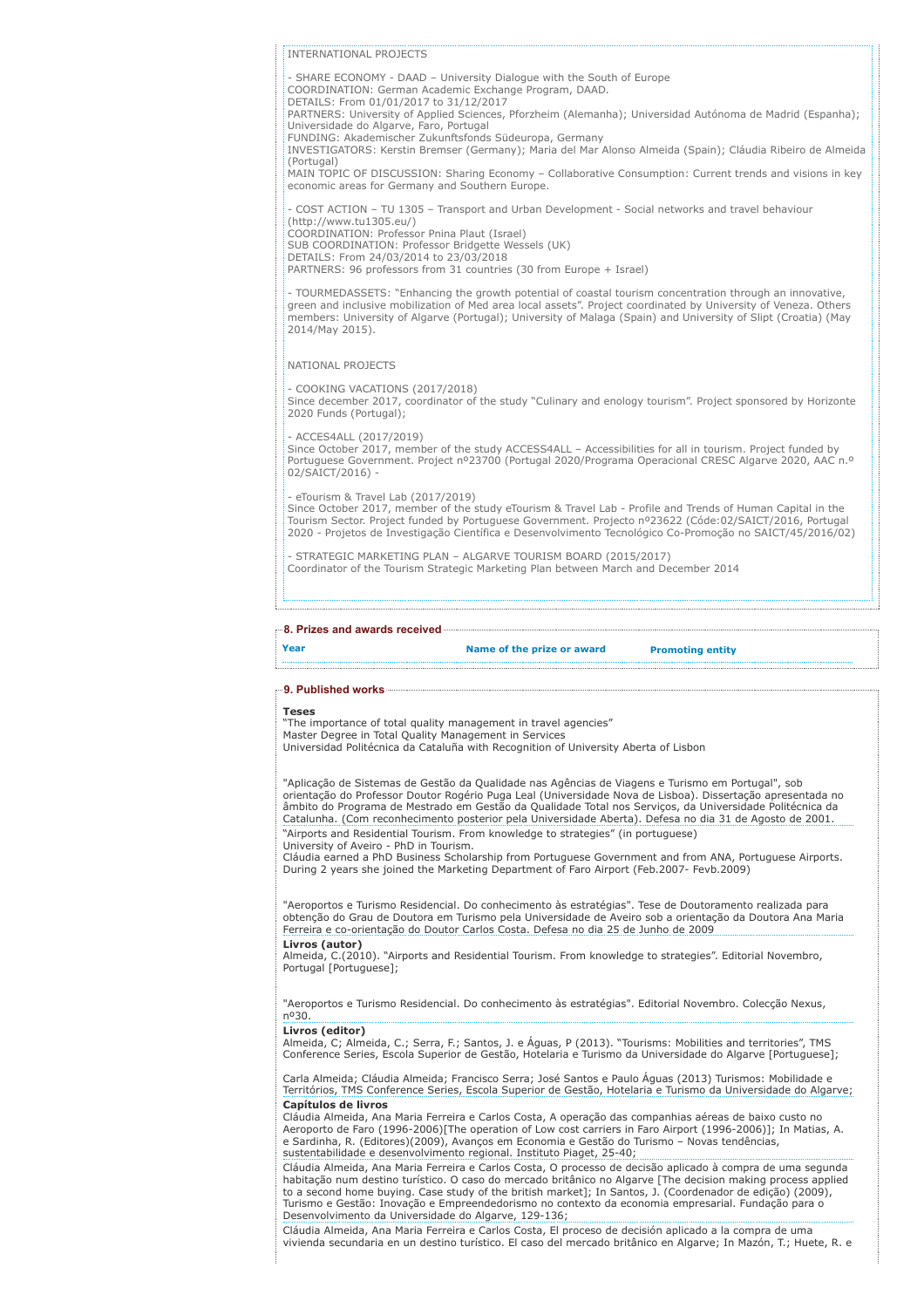INTERNATIONAL PROJECTS

- SHARE ECONOMY - DAAD – University Dialogue with the South of Europe
COORDINATION: German Academic Exchange Program, DAAD.
DETAILS: From 01/01/2017 to 31/12/2017
PARTNERS: University of Applied Sciences, Pforzheim (Alemanha); Universidad Autónoma de Madrid (Espanha); Universidade do Algarve, Faro, Portugal
FUNDING: Akademischer Zukunftsfonds Südeuropa, Germany
INVESTIGATORS: Kerstin Bremser (Germany); Maria del Mar Alonso Almeida (Spain); Cláudia Ribeiro de Almeida (Portugal)
MAIN TOPIC OF DISCUSSION: Sharing Economy – Collaborative Consumption: Current trends and visions in key economic areas for Germany and Southern Europe.

- COST ACTION – TU 1305 – Transport and Urban Development - Social networks and travel behaviour (http://www.tu1305.eu/)
COORDINATION: Professor Pnina Plaut (Israel)
SUB COORDINATION: Professor Bridgette Wessels (UK)
DETAILS: From 24/03/2014 to 23/03/2018
PARTNERS: 96 professors from 31 countries (30 from Europe + Israel)

- TOURMEDASSETS: "Enhancing the growth potential of coastal tourism concentration through an innovative, green and inclusive mobilization of Med area local assets". Project coordinated by University of Veneza. Others members: University of Algarve (Portugal); University of Malaga (Spain) and University of Slipt (Croatia) (May 2014/May 2015).

NATIONAL PROJECTS

- COOKING VACATIONS (2017/2018)
Since december 2017, coordinator of the study "Culinary and enology tourism". Project sponsored by Horizonte 2020 Funds (Portugal);

- ACCES4ALL (2017/2019)
Since October 2017, member of the study ACCESS4ALL – Accessibilities for all in tourism. Project funded by Portuguese Government. Project nº23700 (Portugal 2020/Programa Operacional CRESC Algarve 2020, AAC n.º 02/SAICT/2016) -

- eTourism & Travel Lab (2017/2019)
Since October 2017, member of the study eTourism & Travel Lab - Profile and Trends of Human Capital in the Tourism Sector. Project funded by Portuguese Government. Projecto nº23622 (Códe:02/SAICT/2016, Portugal 2020 - Projetos de Investigação Científica e Desenvolvimento Tecnológico Co-Promoção no SAICT/45/2016/02)

- STRATEGIC MARKETING PLAN – ALGARVE TOURISM BOARD (2015/2017)
Coordinator of the Tourism Strategic Marketing Plan between March and December 2014

## 8. Prizes and awards received

| Year | Name of the prize or award | Promoting entity |
| --- | --- | --- |

## 9. Published works

**Teses**

"The importance of total quality management in travel agencies"
Master Degree in Total Quality Management in Services
Universidad Politécnica da Cataluña with Recognition of University Aberta of Lisbon

"Aplicação de Sistemas de Gestão da Qualidade nas Agências de Viagens e Turismo em Portugal", sob orientação do Professor Doutor Rogério Puga Leal (Universidade Nova de Lisboa). Dissertação apresentada no âmbito do Programa de Mestrado em Gestão da Qualidade Total nos Serviços, da Universidade Politécnica da Catalunha. (Com reconhecimento posterior pela Universidade Aberta). Defesa no dia 31 de Agosto de 2001.

"Airports and Residential Tourism. From knowledge to strategies" (in portuguese)
University of Aveiro - PhD in Tourism.
Cláudia earned a PhD Business Scholarship from Portuguese Government and from ANA, Portuguese Airports. During 2 years she joined the Marketing Department of Faro Airport (Feb.2007- Fevb.2009)

"Aeroportos e Turismo Residencial. Do conhecimento às estratégias". Tese de Doutoramento realizada para obtenção do Grau de Doutora em Turismo pela Universidade de Aveiro sob a orientação da Doutora Ana Maria Ferreira e co-orientação do Doutor Carlos Costa. Defesa no dia 25 de Junho de 2009

**Livros (autor)**

Almeida, C.(2010). "Airports and Residential Tourism. From knowledge to strategies". Editorial Novembro, Portugal [Portuguese];

"Aeroportos e Turismo Residencial. Do conhecimento às estratégias". Editorial Novembro. Colecção Nexus, nº30.

**Livros (editor)**

Almeida, C; Almeida, C.; Serra, F.; Santos, J. e Águas, P (2013). "Tourisms: Mobilities and territories", TMS Conference Series, Escola Superior de Gestão, Hotelaria e Turismo da Universidade do Algarve [Portuguese];

Carla Almeida; Cláudia Almeida; Francisco Serra; José Santos e Paulo Águas (2013) Turismos: Mobilidade e Territórios, TMS Conference Series, Escola Superior de Gestão, Hotelaria e Turismo da Universidade do Algarve;

**Capítulos de livros**

Cláudia Almeida, Ana Maria Ferreira e Carlos Costa, A operação das companhias aéreas de baixo custo no Aeroporto de Faro (1996-2006)[The operation of Low cost carriers in Faro Airport (1996-2006)]; In Matias, A. e Sardinha, R. (Editores)(2009), Avanços em Economia e Gestão do Turismo – Novas tendências, sustentabilidade e desenvolvimento regional. Instituto Piaget, 25-40;

Cláudia Almeida, Ana Maria Ferreira e Carlos Costa, O processo de decisão aplicado à compra de uma segunda habitação num destino turístico. O caso do mercado britânico no Algarve [The decision making process applied to a second home buying. Case study of the british market]; In Santos, J. (Coordenador de edição) (2009), Turismo e Gestão: Inovação e Empreendedorismo no contexto da economia empresarial. Fundação para o Desenvolvimento da Universidade do Algarve, 129-136;

Cláudia Almeida, Ana Maria Ferreira e Carlos Costa, El proceso de decisión aplicado a la compra de uma vivienda secundaria en un destino turístico. El caso del mercado britânico en Algarve; In Mazón, T.; Huete, R. e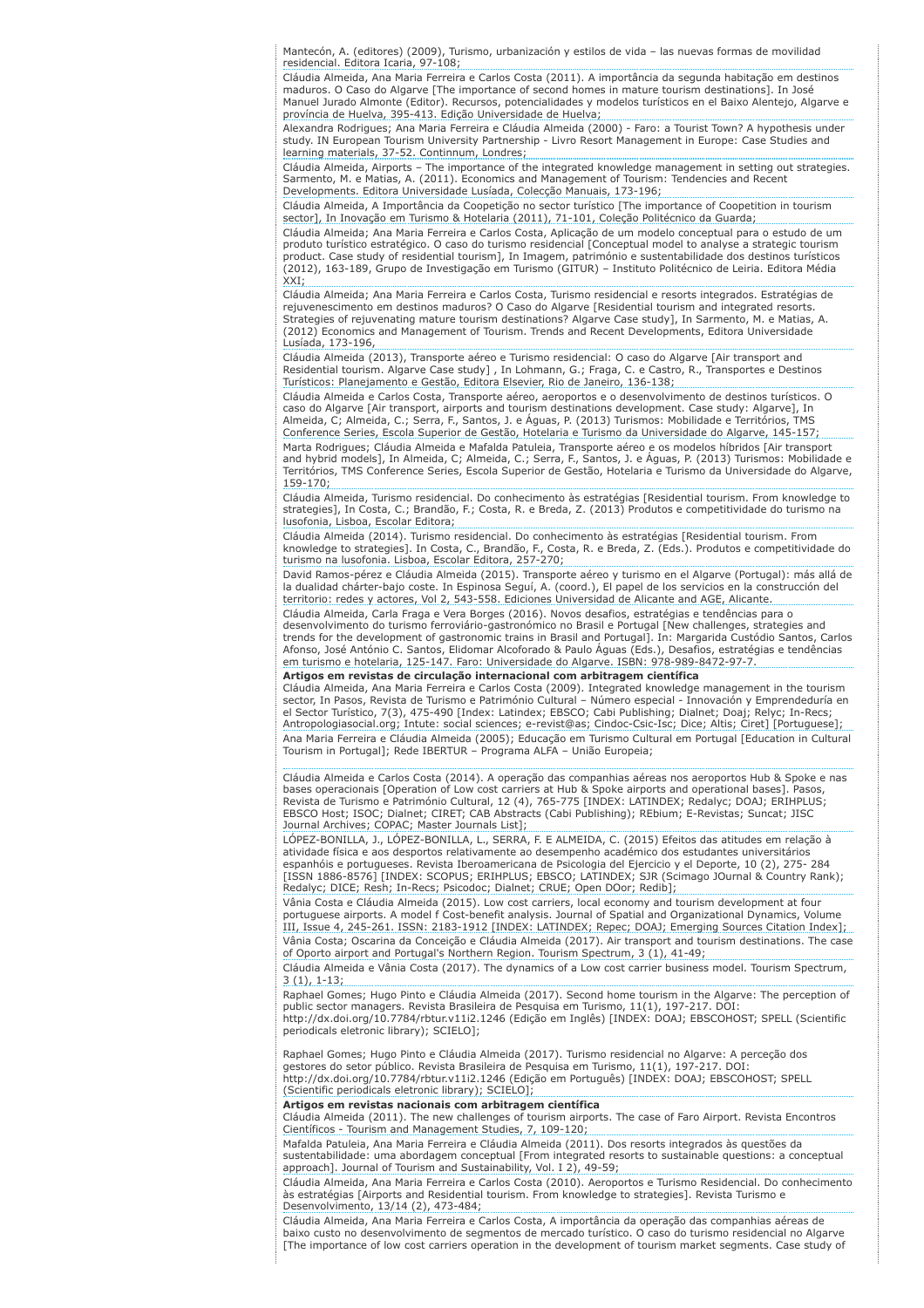Mantecón, A. (editores) (2009), Turismo, urbanización y estilos de vida – las nuevas formas de movilidad residencial. Editora Icaria, 97-108;

Cláudia Almeida, Ana Maria Ferreira e Carlos Costa (2011). A importância da segunda habitação em destinos maduros. O Caso do Algarve [The importance of second homes in mature tourism destinations]. In José Manuel Jurado Almonte (Editor). Recursos, potencialidades y modelos turísticos en el Baixo Alentejo, Algarve e província de Huelva, 395-413. Edição Universidade de Huelva;

Alexandra Rodrigues; Ana Maria Ferreira e Cláudia Almeida (2000) - Faro: a Tourist Town? A hypothesis under study. IN European Tourism University Partnership - Livro Resort Management in Europe: Case Studies and learning materials, 37-52. Continnum, Londres;

Cláudia Almeida, Airports – The importance of the integrated knowledge management in setting out strategies. Sarmento, M. e Matias, A. (2011). Economics and Management of Tourism: Tendencies and Recent Developments. Editora Universidade Lusíada, Colecção Manuais, 173-196;

Cláudia Almeida, A Importância da Coopetição no sector turístico [The importance of Coopetition in tourism sector], In Inovação em Turismo & Hotelaria (2011), 71-101, Coleção Politécnico da Guarda;

Cláudia Almeida; Ana Maria Ferreira e Carlos Costa, Aplicação de um modelo conceptual para o estudo de um produto turístico estratégico. O caso do turismo residencial [Conceptual model to analyse a strategic tourism product. Case study of residential tourism], In Imagem, património e sustentabilidade dos destinos turísticos (2012), 163-189, Grupo de Investigação em Turismo (GITUR) – Instituto Politécnico de Leiria. Editora Média XXI;

Cláudia Almeida; Ana Maria Ferreira e Carlos Costa, Turismo residencial e resorts integrados. Estratégias de rejuvenescimento em destinos maduros? O Caso do Algarve [Residential tourism and integrated resorts. Strategies of rejuvenating mature tourism destinations? Algarve Case study], In Sarmento, M. e Matias, A. (2012) Economics and Management of Tourism. Trends and Recent Developments, Editora Universidade Lusíada, 173-196,

Cláudia Almeida (2013), Transporte aéreo e Turismo residencial: O caso do Algarve [Air transport and Residential tourism. Algarve Case study] , In Lohmann, G.; Fraga, C. e Castro, R., Transportes e Destinos Turísticos: Planejamento e Gestão, Editora Elsevier, Rio de Janeiro, 136-138;

Cláudia Almeida e Carlos Costa, Transporte aéreo, aeroportos e o desenvolvimento de destinos turísticos. O caso do Algarve [Air transport, airports and tourism destinations development. Case study: Algarve], In Almeida, C; Almeida, C.; Serra, F., Santos, J. e Águas, P. (2013) Turismos: Mobilidade e Territórios, TMS Conference Series, Escola Superior de Gestão, Hotelaria e Turismo da Universidade do Algarve, 145-157;

Marta Rodrigues; Cláudia Almeida e Mafalda Patuleia, Transporte aéreo e os modelos híbridos [Air transport and hybrid models], In Almeida, C; Almeida, C.; Serra, F., Santos, J. e Águas, P. (2013) Turismos: Mobilidade e Territórios, TMS Conference Series, Escola Superior de Gestão, Hotelaria e Turismo da Universidade do Algarve, 159-170;

Cláudia Almeida, Turismo residencial. Do conhecimento às estratégias [Residential tourism. From knowledge to strategies], In Costa, C.; Brandão, F.; Costa, R. e Breda, Z. (2013) Produtos e competitividade do turismo na lusofonia, Lisboa, Escolar Editora;

Cláudia Almeida (2014). Turismo residencial. Do conhecimento às estratégias [Residential tourism. From knowledge to strategies]. In Costa, C., Brandão, F., Costa, R. e Breda, Z. (Eds.). Produtos e competitividade do turismo na lusofonia. Lisboa, Escolar Editora, 257-270;

David Ramos-pérez e Cláudia Almeida (2015). Transporte aéreo y turismo en el Algarve (Portugal): más allá de la dualidad chárter-bajo coste. In Espinosa Seguí, A. (coord.), El papel de los servicios en la construcción del territorio: redes y actores, Vol 2, 543-558. Ediciones Universidad de Alicante and AGE, Alicante.

Cláudia Almeida, Carla Fraga e Vera Borges (2016). Novos desafios, estratégias e tendências para o desenvolvimento do turismo ferroviário-gastronómico no Brasil e Portugal [New challenges, strategies and trends for the development of gastronomic trains in Brasil and Portugal]. In: Margarida Custódio Santos, Carlos Afonso, José António C. Santos, Elidomar Alcoforado & Paulo Águas (Eds.), Desafios, estratégias e tendências em turismo e hotelaria, 125-147. Faro: Universidade do Algarve. ISBN: 978-989-8472-97-7.

**Artigos em revistas de circulação internacional com arbitragem científica**

Cláudia Almeida, Ana Maria Ferreira e Carlos Costa (2009). Integrated knowledge management in the tourism sector, In Pasos, Revista de Turismo e Património Cultural – Número especial - Innovación y Emprendeduría en el Sector Turístico, 7(3), 475-490 [Index: Latindex; EBSCO; Cabi Publishing; Dialnet; Doaj; Relyc; In-Recs; Antropologiasocial.org; Intute: social sciences; e-revist@as; Cindoc-Csic-Isc; Dice; Altis; Ciret] [Portuguese];

Ana Maria Ferreira e Cláudia Almeida (2005); Educação em Turismo Cultural em Portugal [Education in Cultural Tourism in Portugal]; Rede IBERTUR – Programa ALFA – União Europeia;

Cláudia Almeida e Carlos Costa (2014). A operação das companhias aéreas nos aeroportos Hub & Spoke e nas bases operacionais [Operation of Low cost carriers at Hub & Spoke airports and operational bases]. Pasos, Revista de Turismo e Património Cultural, 12 (4), 765-775 [INDEX: LATINDEX; Redalyc; DOAJ; ERIHPLUS; EBSCO Host; ISOC; Dialnet; CIRET; CAB Abstracts (Cabi Publishing); REbium; E-Revistas; Suncat; JISC Journal Archives; COPAC; Master Journals List];

LÓPEZ-BONILLA, J., LÓPEZ-BONILLA, L., SERRA, F. E ALMEIDA, C. (2015) Efeitos das atitudes em relação à atividade física e aos desportos relativamente ao desempenho académico dos estudantes universitários espanhóis e portugueses. Revista Iberoamericana de Psicologia del Ejercicio y el Deporte, 10 (2), 275- 284 [ISSN 1886-8576] [INDEX: SCOPUS; ERIHPLUS; EBSCO; LATINDEX; SJR (Scimago JOurnal & Country Rank); Redalyc; DICE; Resh; In-Recs; Psicodoc; Dialnet; CRUE; Open DOor; Redib];

Vânia Costa e Cláudia Almeida (2015). Low cost carriers, local economy and tourism development at four portuguese airports. A model f Cost-benefit analysis. Journal of Spatial and Organizational Dynamics, Volume III, Issue 4, 245-261. ISSN: 2183-1912 [INDEX: LATINDEX; Repec; DOAJ; Emerging Sources Citation Index];

Vânia Costa; Oscarina da Conceição e Cláudia Almeida (2017). Air transport and tourism destinations. The case of Oporto airport and Portugal's Northern Region. Tourism Spectrum, 3 (1), 41-49;

Cláudia Almeida e Vânia Costa (2017). The dynamics of a Low cost carrier business model. Tourism Spectrum, 3 (1), 1-13;

Raphael Gomes; Hugo Pinto e Cláudia Almeida (2017). Second home tourism in the Algarve: The perception of public sector managers. Revista Brasileira de Pesquisa em Turismo, 11(1), 197-217. DOI: http://dx.doi.org/10.7784/rbtur.v11i2.1246 (Edição em Inglês) [INDEX: DOAJ; EBSCOHOST; SPELL (Scientific periodicals eletronic library); SCIELO];

Raphael Gomes; Hugo Pinto e Cláudia Almeida (2017). Turismo residencial no Algarve: A perceção dos gestores do setor público. Revista Brasileira de Pesquisa em Turismo, 11(1), 197-217. DOI: http://dx.doi.org/10.7784/rbtur.v11i2.1246 (Edição em Português) [INDEX: DOAJ; EBSCOHOST; SPELL (Scientific periodicals eletronic library); SCIELO];

**Artigos em revistas nacionais com arbitragem científica**

Cláudia Almeida (2011). The new challenges of tourism airports. The case of Faro Airport. Revista Encontros Científicos - Tourism and Management Studies, 7, 109-120;

Mafalda Patuleia, Ana Maria Ferreira e Cláudia Almeida (2011). Dos resorts integrados às questões da sustentabilidade: uma abordagem conceptual [From integrated resorts to sustainable questions: a conceptual approach]. Journal of Tourism and Sustainability, Vol. I 2), 49-59;

Cláudia Almeida, Ana Maria Ferreira e Carlos Costa (2010). Aeroportos e Turismo Residencial. Do conhecimento às estratégias [Airports and Residential tourism. From knowledge to strategies]. Revista Turismo e Desenvolvimento, 13/14 (2), 473-484;

Cláudia Almeida, Ana Maria Ferreira e Carlos Costa, A importância da operação das companhias aéreas de baixo custo no desenvolvimento de segmentos de mercado turístico. O caso do turismo residencial no Algarve [The importance of low cost carriers operation in the development of tourism market segments. Case study of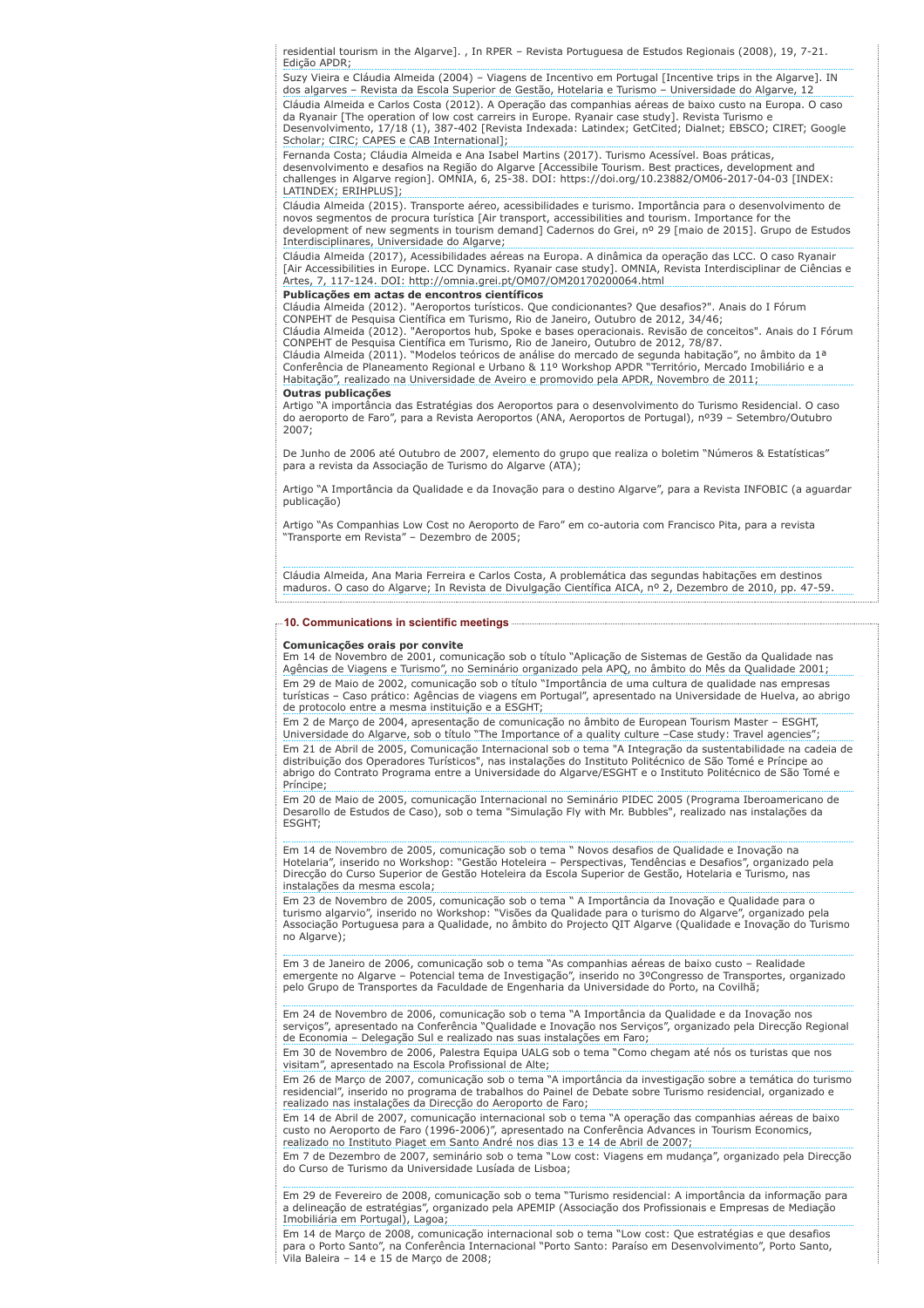residential tourism in the Algarve]. , In RPER – Revista Portuguesa de Estudos Regionais (2008), 19, 7-21. Edição APDR;

Suzy Vieira e Cláudia Almeida (2004) – Viagens de Incentivo em Portugal [Incentive trips in the Algarve]. IN dos algarves – Revista da Escola Superior de Gestão, Hotelaria e Turismo – Universidade do Algarve, 12

Cláudia Almeida e Carlos Costa (2012). A Operação das companhias aéreas de baixo custo na Europa. O caso da Ryanair [The operation of low cost carreirs in Europe. Ryanair case study]. Revista Turismo e Desenvolvimento, 17/18 (1), 387-402 [Revista Indexada: Latindex; GetCited; Dialnet; EBSCO; CIRET; Google Scholar; CIRC; CAPES e CAB International];

Fernanda Costa; Cláudia Almeida e Ana Isabel Martins (2017). Turismo Acessível. Boas práticas, desenvolvimento e desafios na Região do Algarve [Accessibile Tourism. Best practices, development and challenges in Algarve region]. OMNIA, 6, 25-38. DOI: https://doi.org/10.23882/OM06-2017-04-03 [INDEX: LATINDEX; ERIHPLUS];

Cláudia Almeida (2015). Transporte aéreo, acessibilidades e turismo. Importância para o desenvolvimento de novos segmentos de procura turística [Air transport, accessibilities and tourism. Importance for the development of new segments in tourism demand] Cadernos do Grei, nº 29 [maio de 2015]. Grupo de Estudos Interdisciplinares, Universidade do Algarve;

Cláudia Almeida (2017), Acessibilidades aéreas na Europa. A dinâmica da operação das LCC. O caso Ryanair [Air Accessibilities in Europe. LCC Dynamics. Ryanair case study]. OMNIA, Revista Interdisciplinar de Ciências e Artes, 7, 117-124. DOI: http://omnia.grei.pt/OM07/OM20170200064.html

**Publicações em actas de encontros científicos**

Cláudia Almeida (2012). "Aeroportos turísticos. Que condicionantes? Que desafios?". Anais do I Fórum CONPEHT de Pesquisa Científica em Turismo, Rio de Janeiro, Outubro de 2012, 34/46;

Cláudia Almeida (2012). "Aeroportos hub, Spoke e bases operacionais. Revisão de conceitos". Anais do I Fórum CONPEHT de Pesquisa Científica em Turismo, Rio de Janeiro, Outubro de 2012, 78/87.

Cláudia Almeida (2011). "Modelos teóricos de análise do mercado de segunda habitação", no âmbito da 1ª Conferência de Planeamento Regional e Urbano & 11º Workshop APDR "Território, Mercado Imobiliário e a Habitação", realizado na Universidade de Aveiro e promovido pela APDR, Novembro de 2011;

**Outras publicações**

Artigo "A importância das Estratégias dos Aeroportos para o desenvolvimento do Turismo Residencial. O caso do aeroporto de Faro", para a Revista Aeroportos (ANA, Aeroportos de Portugal), nº39 – Setembro/Outubro 2007;

De Junho de 2006 até Outubro de 2007, elemento do grupo que realiza o boletim "Números & Estatísticas" para a revista da Associação de Turismo do Algarve (ATA);

Artigo "A Importância da Qualidade e da Inovação para o destino Algarve", para a Revista INFOBIC (a aguardar publicação)

Artigo "As Companhias Low Cost no Aeroporto de Faro" em co-autoria com Francisco Pita, para a revista "Transporte em Revista" – Dezembro de 2005;

Cláudia Almeida, Ana Maria Ferreira e Carlos Costa, A problemática das segundas habitações em destinos maduros. O caso do Algarve; In Revista de Divulgação Científica AICA, nº 2, Dezembro de 2010, pp. 47-59.

## 10. Communications in scientific meetings

**Comunicações orais por convite**

Em 14 de Novembro de 2001, comunicação sob o título "Aplicação de Sistemas de Gestão da Qualidade nas Agências de Viagens e Turismo", no Seminário organizado pela APQ, no âmbito do Mês da Qualidade 2001;

Em 29 de Maio de 2002, comunicação sob o título "Importância de uma cultura de qualidade nas empresas turísticas – Caso prático: Agências de viagens em Portugal", apresentado na Universidade de Huelva, ao abrigo de protocolo entre a mesma instituição e a ESGHT;

Em 2 de Março de 2004, apresentação de comunicação no âmbito de European Tourism Master – ESGHT, Universidade do Algarve, sob o título "The Importance of a quality culture –Case study: Travel agencies";

Em 21 de Abril de 2005, Comunicação Internacional sob o tema "A Integração da sustentabilidade na cadeia de distribuição dos Operadores Turísticos", nas instalações do Instituto Politécnico de São Tomé e Príncipe ao abrigo do Contrato Programa entre a Universidade do Algarve/ESGHT e o Instituto Politécnico de São Tomé e Príncipe;

Em 20 de Maio de 2005, comunicação Internacional no Seminário PIDEC 2005 (Programa Iberoamericano de Desarollo de Estudos de Caso), sob o tema "Simulação Fly with Mr. Bubbles", realizado nas instalações da ESGHT;

Em 14 de Novembro de 2005, comunicação sob o tema " Novos desafios de Qualidade e Inovação na Hotelaria", inserido no Workshop: "Gestão Hoteleira – Perspectivas, Tendências e Desafios", organizado pela Direcção do Curso Superior de Gestão Hoteleira da Escola Superior de Gestão, Hotelaria e Turismo, nas instalações da mesma escola;

Em 23 de Novembro de 2005, comunicação sob o tema " A Importância da Inovação e Qualidade para o turismo algarvio", inserido no Workshop: "Visões da Qualidade para o turismo do Algarve", organizado pela Associação Portuguesa para a Qualidade, no âmbito do Projecto QIT Algarve (Qualidade e Inovação do Turismo no Algarve);

Em 3 de Janeiro de 2006, comunicação sob o tema "As companhias aéreas de baixo custo – Realidade emergente no Algarve – Potencial tema de Investigação", inserido no 3ºCongresso de Transportes, organizado pelo Grupo de Transportes da Faculdade de Engenharia da Universidade do Porto, na Covilhã;

Em 24 de Novembro de 2006, comunicação sob o tema "A Importância da Qualidade e da Inovação nos serviços", apresentado na Conferência "Qualidade e Inovação nos Serviços", organizado pela Direcção Regional de Economia – Delegação Sul e realizado nas suas instalações em Faro;

Em 30 de Novembro de 2006, Palestra Equipa UALG sob o tema "Como chegam até nós os turistas que nos visitam", apresentado na Escola Profissional de Alte;

Em 26 de Março de 2007, comunicação sob o tema "A importância da investigação sobre a temática do turismo residencial", inserido no programa de trabalhos do Painel de Debate sobre Turismo residencial, organizado e realizado nas instalações da Direcção do Aeroporto de Faro;

Em 14 de Abril de 2007, comunicação internacional sob o tema "A operação das companhias aéreas de baixo custo no Aeroporto de Faro (1996-2006)", apresentado na Conferência Advances in Tourism Economics, realizado no Instituto Piaget em Santo André nos dias 13 e 14 de Abril de 2007;

Em 7 de Dezembro de 2007, seminário sob o tema "Low cost: Viagens em mudança", organizado pela Direcção do Curso de Turismo da Universidade Lusíada de Lisboa;

Em 29 de Fevereiro de 2008, comunicação sob o tema "Turismo residencial: A importância da informação para a delineação de estratégias", organizado pela APEMIP (Associação dos Profissionais e Empresas de Mediação Imobiliária em Portugal), Lagoa;

Em 14 de Março de 2008, comunicação internacional sob o tema "Low cost: Que estratégias e que desafios para o Porto Santo", na Conferência Internacional "Porto Santo: Paraíso em Desenvolvimento", Porto Santo, Vila Baleira – 14 e 15 de Março de 2008;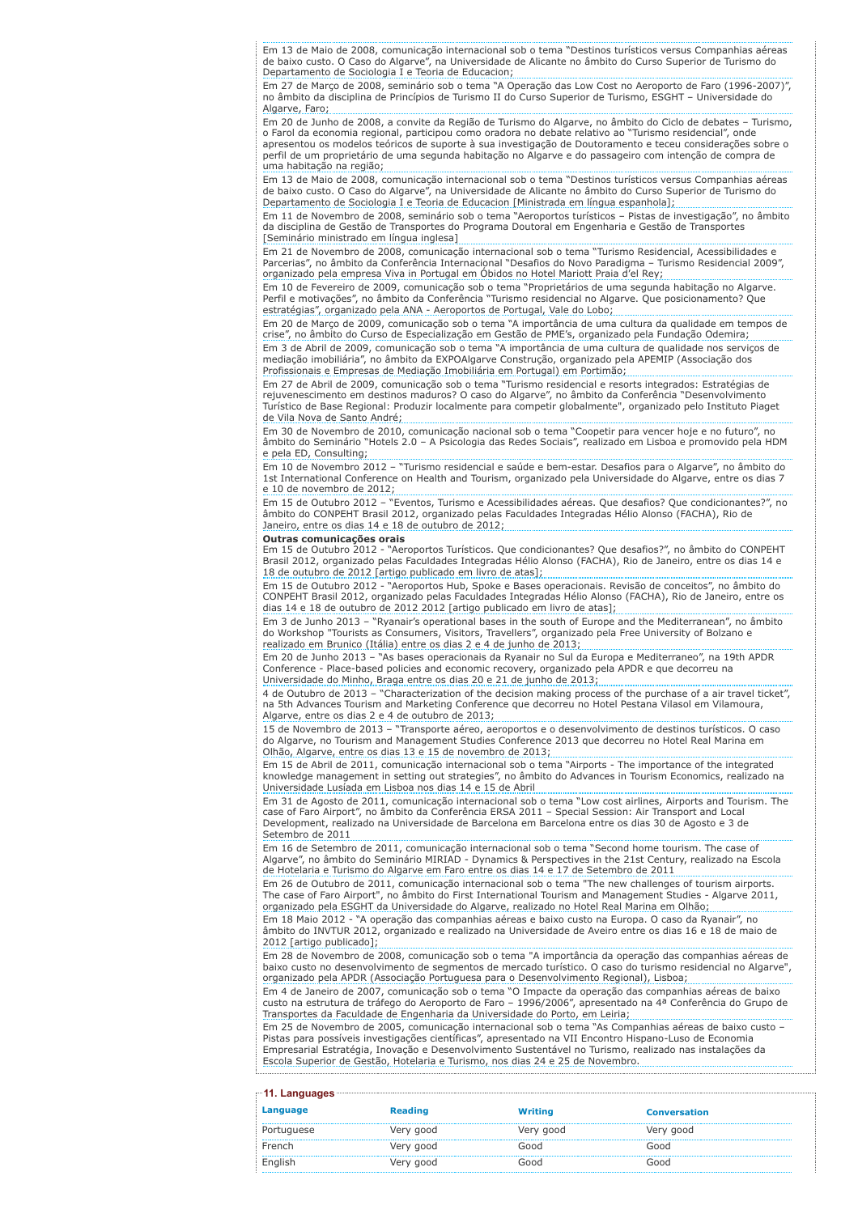Em 13 de Maio de 2008, comunicação internacional sob o tema "Destinos turísticos versus Companhias aéreas de baixo custo. O Caso do Algarve", na Universidade de Alicante no âmbito do Curso Superior de Turismo do Departamento de Sociologia I e Teoria de Educacion;

Em 27 de Março de 2008, seminário sob o tema "A Operação das Low Cost no Aeroporto de Faro (1996-2007)", no âmbito da disciplina de Princípios de Turismo II do Curso Superior de Turismo, ESGHT – Universidade do Algarve, Faro;

Em 20 de Junho de 2008, a convite da Região de Turismo do Algarve, no âmbito do Ciclo de debates – Turismo, o Farol da economia regional, participou como oradora no debate relativo ao "Turismo residencial", onde apresentou os modelos teóricos de suporte à sua investigação de Doutoramento e teceu considerações sobre o perfil de um proprietário de uma segunda habitação no Algarve e do passageiro com intenção de compra de uma habitação na região;

Em 13 de Maio de 2008, comunicação internacional sob o tema "Destinos turísticos versus Companhias aéreas de baixo custo. O Caso do Algarve", na Universidade de Alicante no âmbito do Curso Superior de Turismo do Departamento de Sociologia I e Teoria de Educacion [Ministrada em língua espanhola];

Em 11 de Novembro de 2008, seminário sob o tema "Aeroportos turísticos – Pistas de investigação", no âmbito da disciplina de Gestão de Transportes do Programa Doutoral em Engenharia e Gestão de Transportes [Seminário ministrado em língua inglesa]

Em 21 de Novembro de 2008, comunicação internacional sob o tema "Turismo Residencial, Acessibilidades e Parcerias", no âmbito da Conferência Internacional "Desafios do Novo Paradigma – Turismo Residencial 2009", organizado pela empresa Viva in Portugal em Óbidos no Hotel Mariott Praia d'el Rey;

Em 10 de Fevereiro de 2009, comunicação sob o tema "Proprietários de uma segunda habitação no Algarve. Perfil e motivações", no âmbito da Conferência "Turismo residencial no Algarve. Que posicionamento? Que estratégias", organizado pela ANA - Aeroportos de Portugal, Vale do Lobo;

Em 20 de Março de 2009, comunicação sob o tema "A importância de uma cultura da qualidade em tempos de crise", no âmbito do Curso de Especialização em Gestão de PME's, organizado pela Fundação Odemira;

Em 3 de Abril de 2009, comunicação sob o tema "A importância de uma cultura de qualidade nos serviços de mediação imobiliária", no âmbito da EXPOAlgarve Construção, organizado pela APEMIP (Associação dos Profissionais e Empresas de Mediação Imobiliária em Portugal) em Portimão;

Em 27 de Abril de 2009, comunicação sob o tema "Turismo residencial e resorts integrados: Estratégias de rejuvenescimento em destinos maduros? O caso do Algarve", no âmbito da Conferência "Desenvolvimento Turístico de Base Regional: Produzir localmente para competir globalmente", organizado pelo Instituto Piaget de Vila Nova de Santo André;

Em 30 de Novembro de 2010, comunicação nacional sob o tema "Coopetir para vencer hoje e no futuro", no âmbito do Seminário "Hotels 2.0 – A Psicologia das Redes Sociais", realizado em Lisboa e promovido pela HDM e pela ED, Consulting;

Em 10 de Novembro 2012 – "Turismo residencial e saúde e bem-estar. Desafios para o Algarve", no âmbito do 1st International Conference on Health and Tourism, organizado pela Universidade do Algarve, entre os dias 7 e 10 de novembro de 2012;

Em 15 de Outubro 2012 – "Eventos, Turismo e Acessibilidades aéreas. Que desafios? Que condicionantes?", no âmbito do CONPEHT Brasil 2012, organizado pelas Faculdades Integradas Hélio Alonso (FACHA), Rio de Janeiro, entre os dias 14 e 18 de outubro de 2012;

**Outras comunicações orais**

Em 15 de Outubro 2012 - "Aeroportos Turísticos. Que condicionantes? Que desafios?", no âmbito do CONPEHT Brasil 2012, organizado pelas Faculdades Integradas Hélio Alonso (FACHA), Rio de Janeiro, entre os dias 14 e 18 de outubro de 2012 [artigo publicado em livro de atas];

Em 15 de Outubro 2012 - "Aeroportos Hub, Spoke e Bases operacionais. Revisão de conceitos", no âmbito do CONPEHT Brasil 2012, organizado pelas Faculdades Integradas Hélio Alonso (FACHA), Rio de Janeiro, entre os dias 14 e 18 de outubro de 2012 2012 [artigo publicado em livro de atas];

Em 3 de Junho 2013 – "Ryanair's operational bases in the south of Europe and the Mediterranean", no âmbito do Workshop "Tourists as Consumers, Visitors, Travellers", organizado pela Free University of Bolzano e realizado em Brunico (Itália) entre os dias 2 e 4 de junho de 2013;

Em 20 de Junho 2013 – "As bases operacionais da Ryanair no Sul da Europa e Mediterraneo", na 19th APDR Conference - Place-based policies and economic recovery, organizado pela APDR e que decorreu na Universidade do Minho, Braga entre os dias 20 e 21 de junho de 2013;

4 de Outubro de 2013 – "Characterization of the decision making process of the purchase of a air travel ticket", na 5th Advances Tourism and Marketing Conference que decorreu no Hotel Pestana Vilasol em Vilamoura, Algarve, entre os dias 2 e 4 de outubro de 2013;

15 de Novembro de 2013 – "Transporte aéreo, aeroportos e o desenvolvimento de destinos turísticos. O caso do Algarve, no Tourism and Management Studies Conference 2013 que decorreu no Hotel Real Marina em Olhão, Algarve, entre os dias 13 e 15 de novembro de 2013;

Em 15 de Abril de 2011, comunicação internacional sob o tema "Airports - The importance of the integrated knowledge management in setting out strategies", no âmbito do Advances in Tourism Economics, realizado na Universidade Lusíada em Lisboa nos dias 14 e 15 de Abril

Em 31 de Agosto de 2011, comunicação internacional sob o tema "Low cost airlines, Airports and Tourism. The case of Faro Airport", no âmbito da Conferência ERSA 2011 – Special Session: Air Transport and Local Development, realizado na Universidade de Barcelona em Barcelona entre os dias 30 de Agosto e 3 de Setembro de 2011

Em 16 de Setembro de 2011, comunicação internacional sob o tema "Second home tourism. The case of Algarve", no âmbito do Seminário MIRIAD - Dynamics & Perspectives in the 21st Century, realizado na Escola de Hotelaria e Turismo do Algarve em Faro entre os dias 14 e 17 de Setembro de 2011

Em 26 de Outubro de 2011, comunicação internacional sob o tema "The new challenges of tourism airports. The case of Faro Airport", no âmbito do First International Tourism and Management Studies - Algarve 2011, organizado pela ESGHT da Universidade do Algarve, realizado no Hotel Real Marina em Olhão;

Em 18 Maio 2012 - "A operação das companhias aéreas e baixo custo na Europa. O caso da Ryanair", no âmbito do INVTUR 2012, organizado e realizado na Universidade de Aveiro entre os dias 16 e 18 de maio de 2012 [artigo publicado];

Em 28 de Novembro de 2008, comunicação sob o tema "A importância da operação das companhias aéreas de baixo custo no desenvolvimento de segmentos de mercado turístico. O caso do turismo residencial no Algarve", organizado pela APDR (Associação Portuguesa para o Desenvolvimento Regional), Lisboa;

Em 4 de Janeiro de 2007, comunicação sob o tema "O Impacte da operação das companhias aéreas de baixo custo na estrutura de tráfego do Aeroporto de Faro – 1996/2006", apresentado na 4ª Conferência do Grupo de Transportes da Faculdade de Engenharia da Universidade do Porto, em Leiria;

Em 25 de Novembro de 2005, comunicação internacional sob o tema "As Companhias aéreas de baixo custo – Pistas para possíveis investigações científicas", apresentado na VII Encontro Hispano-Luso de Economia Empresarial Estratégia, Inovação e Desenvolvimento Sustentável no Turismo, realizado nas instalações da Escola Superior de Gestão, Hotelaria e Turismo, nos dias 24 e 25 de Novembro.

## 11. Languages

| Language | Reading | Writing | Conversation |
|---|---|---|---|
| Portuguese | Very good | Very good | Very good |
| French | Very good | Good | Good |
| English | Very good | Good | Good |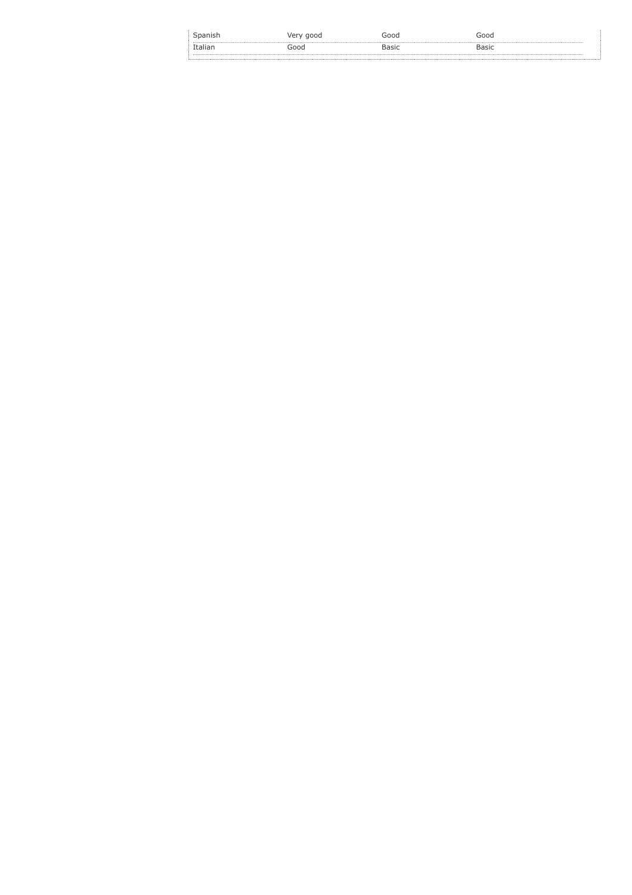| | | | |
|---|---|---|---|
| Spanish | Very good | Good | Good |
| Italian | Good | Basic | Basic |